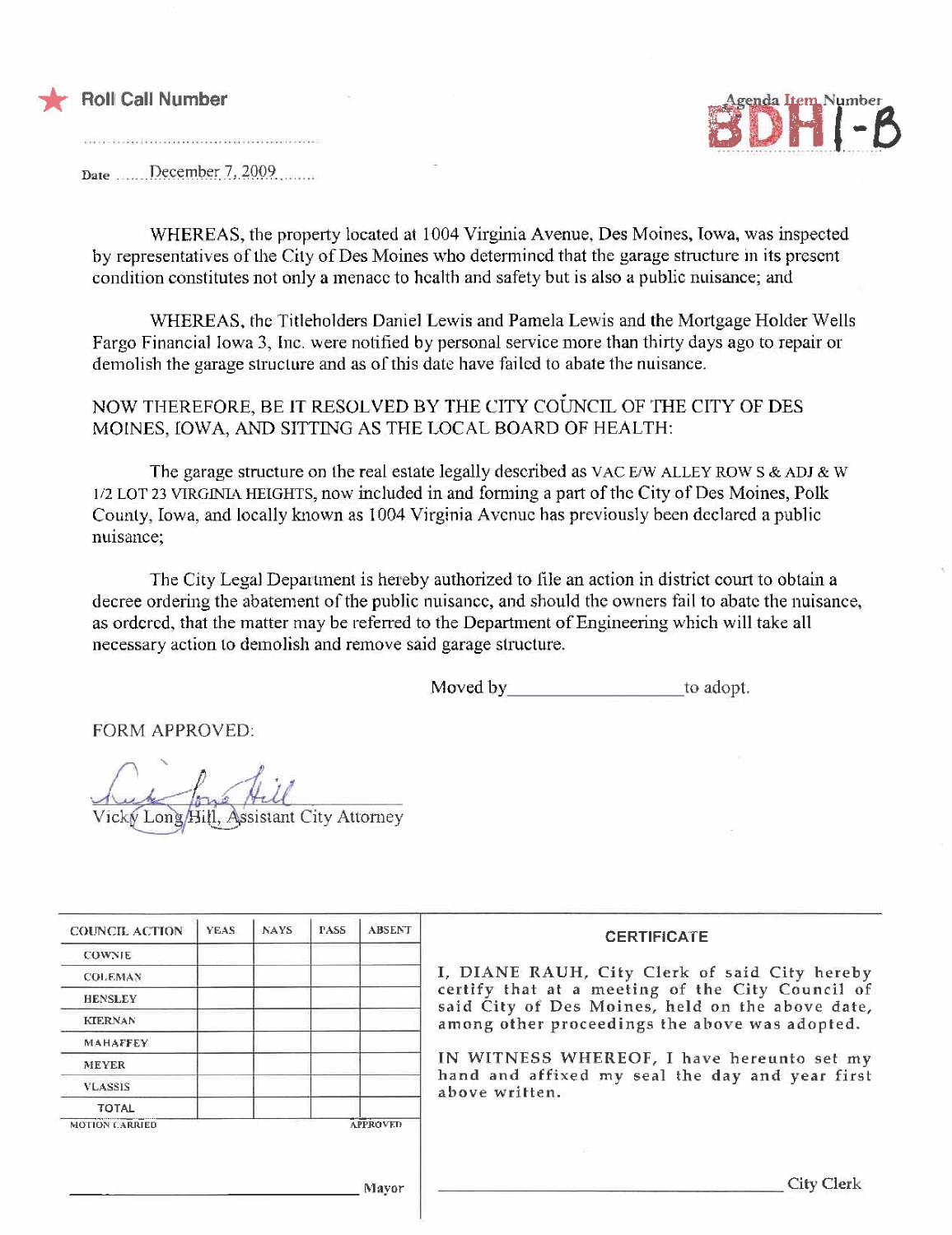★ **Roll Call Number**

..........................................

Date ......December 7, 2009........

Agenda Item Number **BDH 1-B**

WHEREAS, the property located at 1004 Virginia Avenue, Des Moines, Iowa, was inspected by representatives of the City of Des Moines who determined that the garage structure in its present condition constitutes not only a menace to health and safety but is also a public nuisance; and

WHEREAS, the Titleholders Daniel Lewis and Pamela Lewis and the Mortgage Holder Wells Fargo Financial Iowa 3, Inc. were notified by personal service more than thirty days ago to repair or demolish the garage structure and as of this date have failed to abate the nuisance.

NOW THEREFORE, BE IT RESOLVED BY THE CITY COUNCIL OF THE CITY OF DES MOINES, IOWA, AND SITTING AS THE LOCAL BOARD OF HEALTH:

The garage structure on the real estate legally described as VAC E/W ALLEY ROW S & ADJ & W 1/2 LOT 23 VIRGINIA HEIGHTS, now included in and forming a part of the City of Des Moines, Polk County, Iowa, and locally known as 1004 Virginia Avenue has previously been declared a public nuisance;

The City Legal Department is hereby authorized to file an action in district court to obtain a decree ordering the abatement of the public nuisance, and should the owners fail to abate the nuisance, as ordered, that the matter may be referred to the Department of Engineering which will take all necessary action to demolish and remove said garage structure.

Moved by ____________________ to adopt.

FORM APPROVED:

Vicky Long Hill, Assistant City Attorney

| COUNCIL ACTION | YEAS | NAYS | PASS | ABSENT |
|---|---|---|---|---|
| COWNIE | | | | |
| COLEMAN | | | | |
| HENSLEY | | | | |
| KIERNAN | | | | |
| MAHAFFEY | | | | |
| MEYER | | | | |
| VLASSIS | | | | |
| TOTAL | | | | |

MOTION CARRIED APPROVED

______________________________ Mayor

**CERTIFICATE**

I, DIANE RAUH, City Clerk of said City hereby certify that at a meeting of the City Council of said City of Des Moines, held on the above date, among other proceedings the above was adopted.

IN WITNESS WHEREOF, I have hereunto set my hand and affixed my seal the day and year first above written.

______________________________ City Clerk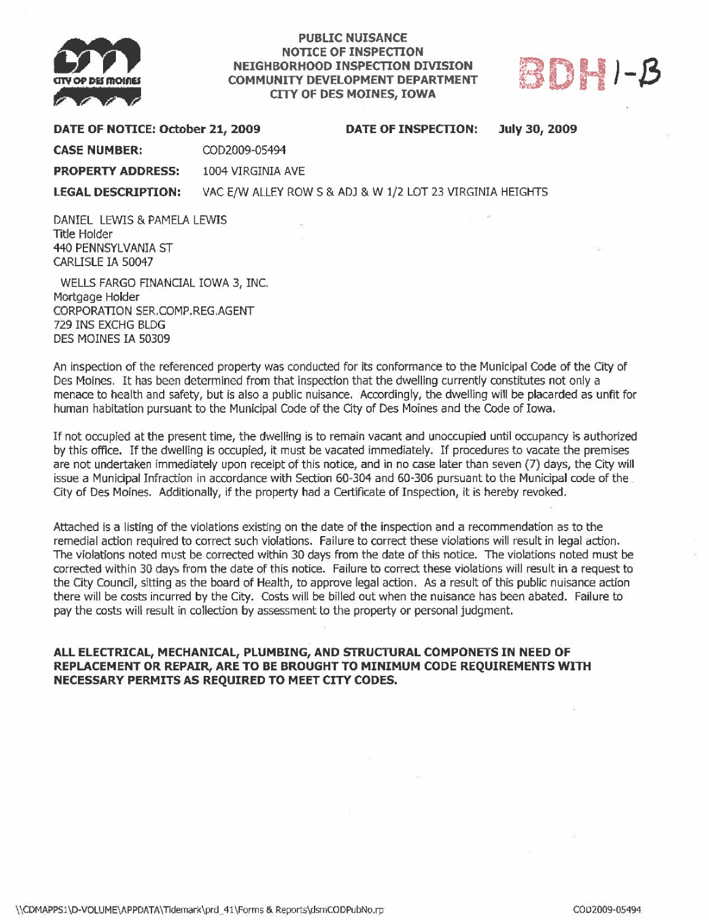CITY OF DES MOINES

**PUBLIC NUISANCE**
**NOTICE OF INSPECTION**
**NEIGHBORHOOD INSPECTION DIVISION**
**COMMUNITY DEVELOPMENT DEPARTMENT**
**CITY OF DES MOINES, IOWA**

BDH 1-B

**DATE OF NOTICE: October 21, 2009** **DATE OF INSPECTION: July 30, 2009**

**CASE NUMBER:** COD2009-05494

**PROPERTY ADDRESS:** 1004 VIRGINIA AVE

**LEGAL DESCRIPTION:** VAC E/W ALLEY ROW S & ADJ & W 1/2 LOT 23 VIRGINIA HEIGHTS

DANIEL LEWIS & PAMELA LEWIS
Title Holder
440 PENNSYLVANIA ST
CARLISLE IA 50047

WELLS FARGO FINANCIAL IOWA 3, INC.
Mortgage Holder
CORPORATION SER.COMP.REG.AGENT
729 INS EXCHG BLDG
DES MOINES IA 50309

An inspection of the referenced property was conducted for its conformance to the Municipal Code of the City of Des Moines. It has been determined from that inspection that the dwelling currently constitutes not only a menace to health and safety, but is also a public nuisance. Accordingly, the dwelling will be placarded as unfit for human habitation pursuant to the Municipal Code of the City of Des Moines and the Code of Iowa.

If not occupied at the present time, the dwelling is to remain vacant and unoccupied until occupancy is authorized by this office. If the dwelling is occupied, it must be vacated immediately. If procedures to vacate the premises are not undertaken immediately upon receipt of this notice, and in no case later than seven (7) days, the City will issue a Municipal Infraction in accordance with Section 60-304 and 60-306 pursuant to the Municipal code of the City of Des Moines. Additionally, if the property had a Certificate of Inspection, it is hereby revoked.

Attached is a listing of the violations existing on the date of the inspection and a recommendation as to the remedial action required to correct such violations. Failure to correct these violations will result in legal action. The violations noted must be corrected within 30 days from the date of this notice. The violations noted must be corrected within 30 days from the date of this notice. Failure to correct these violations will result in a request to the City Council, sitting as the board of Health, to approve legal action. As a result of this public nuisance action there will be costs incurred by the City. Costs will be billed out when the nuisance has been abated. Failure to pay the costs will result in collection by assessment to the property or personal judgment.

**ALL ELECTRICAL, MECHANICAL, PLUMBING, AND STRUCTURAL COMPONETS IN NEED OF REPLACEMENT OR REPAIR, ARE TO BE BROUGHT TO MINIMUM CODE REQUIREMENTS WITH NECESSARY PERMITS AS REQUIRED TO MEET CITY CODES.**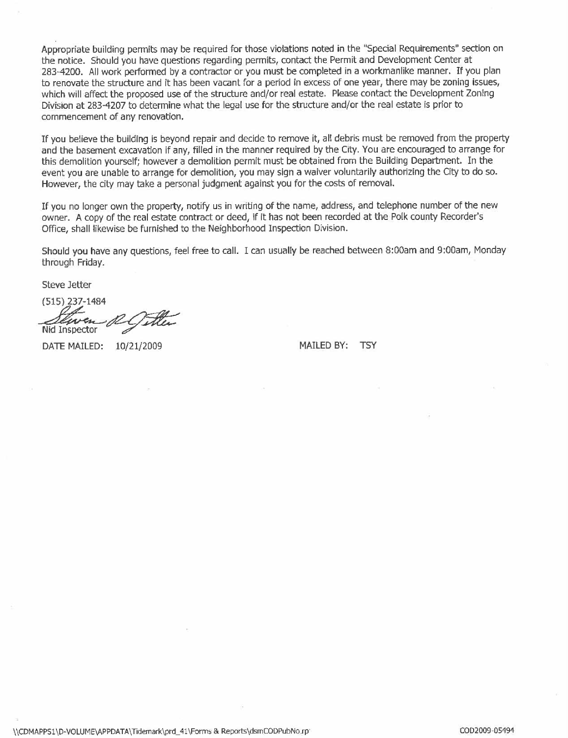Appropriate building permits may be required for those violations noted in the "Special Requirements" section on the notice. Should you have questions regarding permits, contact the Permit and Development Center at 283-4200. All work performed by a contractor or you must be completed in a workmanlike manner. If you plan to renovate the structure and it has been vacant for a period in excess of one year, there may be zoning issues, which will affect the proposed use of the structure and/or real estate. Please contact the Development Zoning Division at 283-4207 to determine what the legal use for the structure and/or the real estate is prior to commencement of any renovation.

If you believe the building is beyond repair and decide to remove it, all debris must be removed from the property and the basement excavation if any, filled in the manner required by the City. You are encouraged to arrange for this demolition yourself; however a demolition permit must be obtained from the Building Department. In the event you are unable to arrange for demolition, you may sign a waiver voluntarily authorizing the City to do so. However, the city may take a personal judgment against you for the costs of removal.

If you no longer own the property, notify us in writing of the name, address, and telephone number of the new owner. A copy of the real estate contract or deed, if it has not been recorded at the Polk county Recorder's Office, shall likewise be furnished to the Neighborhood Inspection Division.

Should you have any questions, feel free to call. I can usually be reached between 8:00am and 9:00am, Monday through Friday.

Steve Jetter

(515) 237-1484

Nid Inspector

DATE MAILED: 10/21/2009 MAILED BY: TSY

\\CDMAPPS1\D-VOLUME\APPDATA\Tidemark\prd_41\Forms & Reports\dsmCODPubNo.rp

COD2009-05494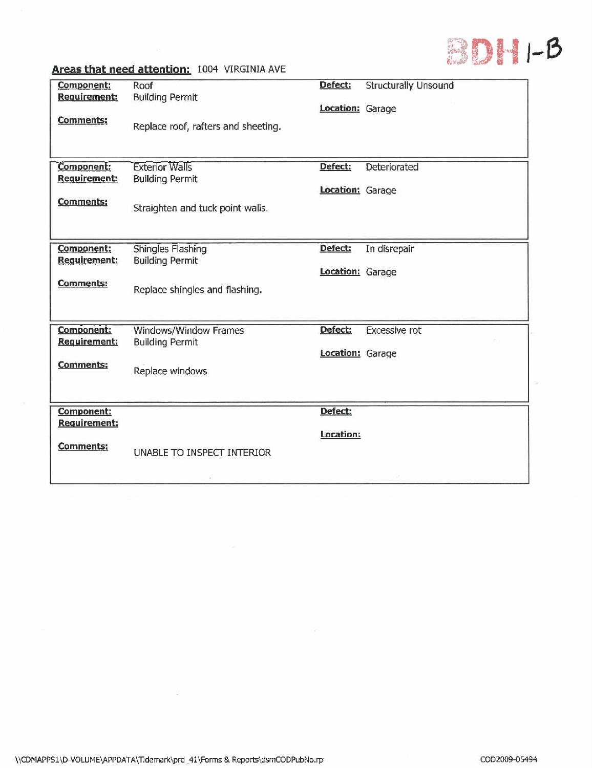BDH 1-B

**Areas that need attention:** 1004 VIRGINIA AVE

| | | | |
|---|---|---|---|
| **Component:** | Roof | **Defect:** | Structurally Unsound |
| **Requirement:** | Building Permit | **Location:** | Garage |
| **Comments:** | Replace roof, rafters and sheeting. | | |

| | | | |
|---|---|---|---|
| **Component:** | Exterior Walls | **Defect:** | Deteriorated |
| **Requirement:** | Building Permit | **Location:** | Garage |
| **Comments:** | Straighten and tuck point walls. | | |

| | | | |
|---|---|---|---|
| **Component:** | Shingles Flashing | **Defect:** | In disrepair |
| **Requirement:** | Building Permit | **Location:** | Garage |
| **Comments:** | Replace shingles and flashing. | | |

| | | | |
|---|---|---|---|
| **Component:** | Windows/Window Frames | **Defect:** | Excessive rot |
| **Requirement:** | Building Permit | **Location:** | Garage |
| **Comments:** | Replace windows | | |

| | | | |
|---|---|---|---|
| **Component:** | | **Defect:** | |
| **Requirement:** | | **Location:** | |
| **Comments:** | UNABLE TO INSPECT INTERIOR | | |

\\CDMAPPS1\D-VOLUME\APPDATA\Tidemark\prd_41\Forms & Reports\dsmCODPubNo.rp

COD2009-05494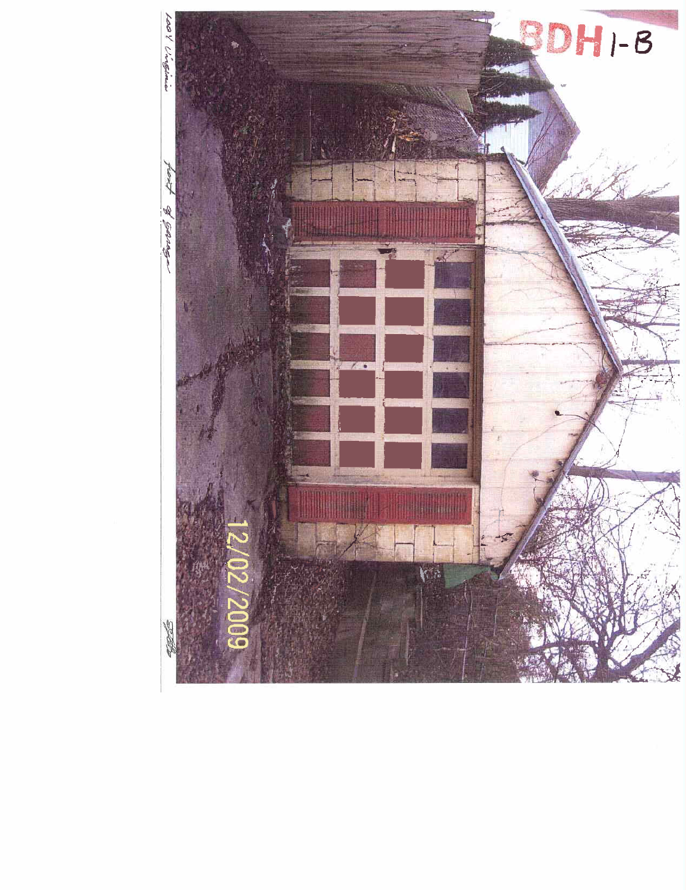BDH 1-B

1004 Virginia front of garage

12/02/2009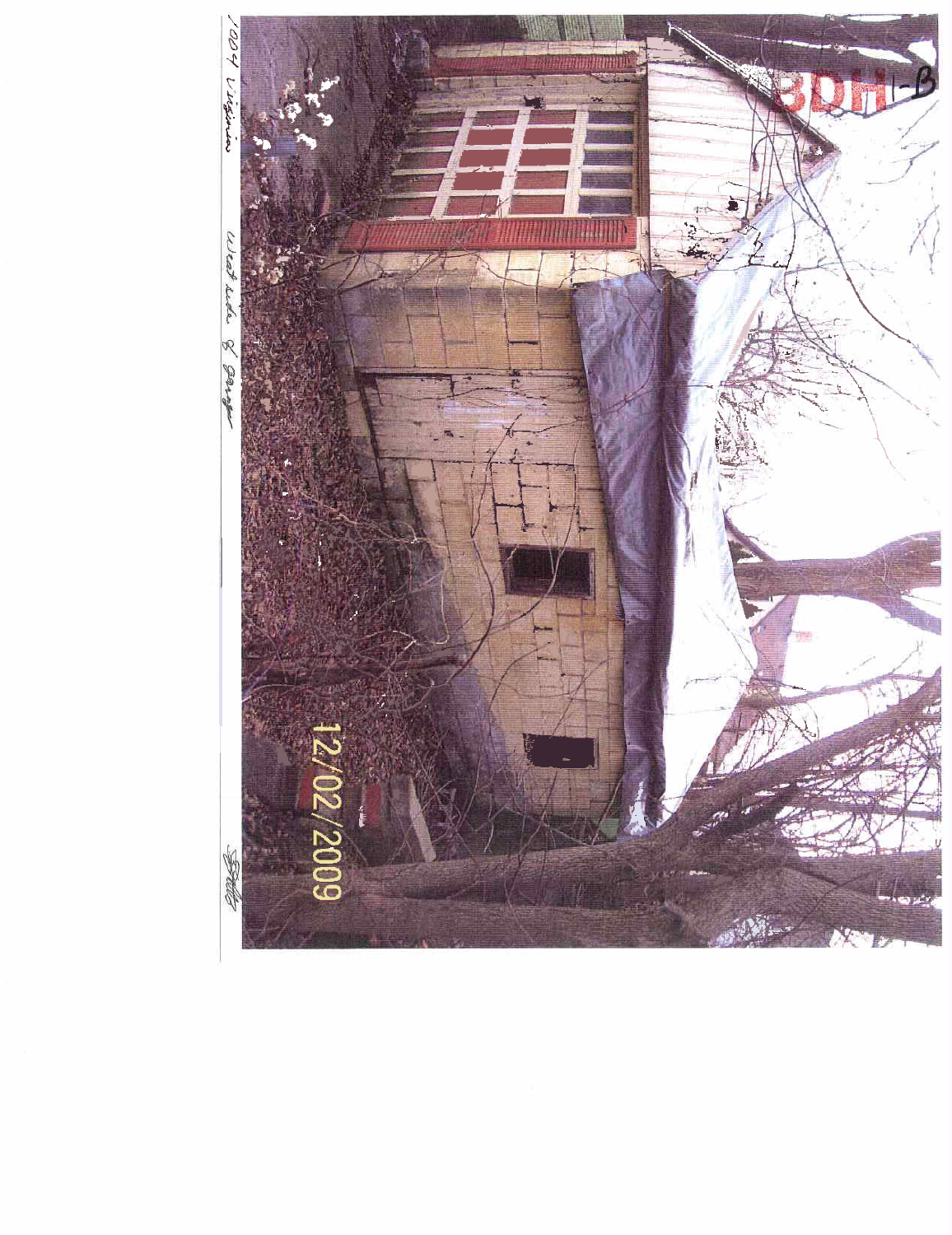1004 Virginia West side of garage

BDH 1-B

12/02/2009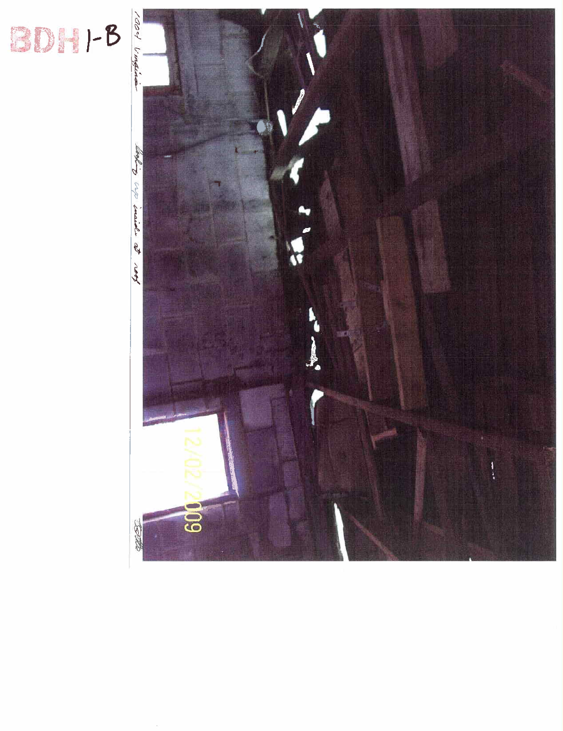BDH 1-B

1004 Virginia looking up inside at roof

12/02/2009